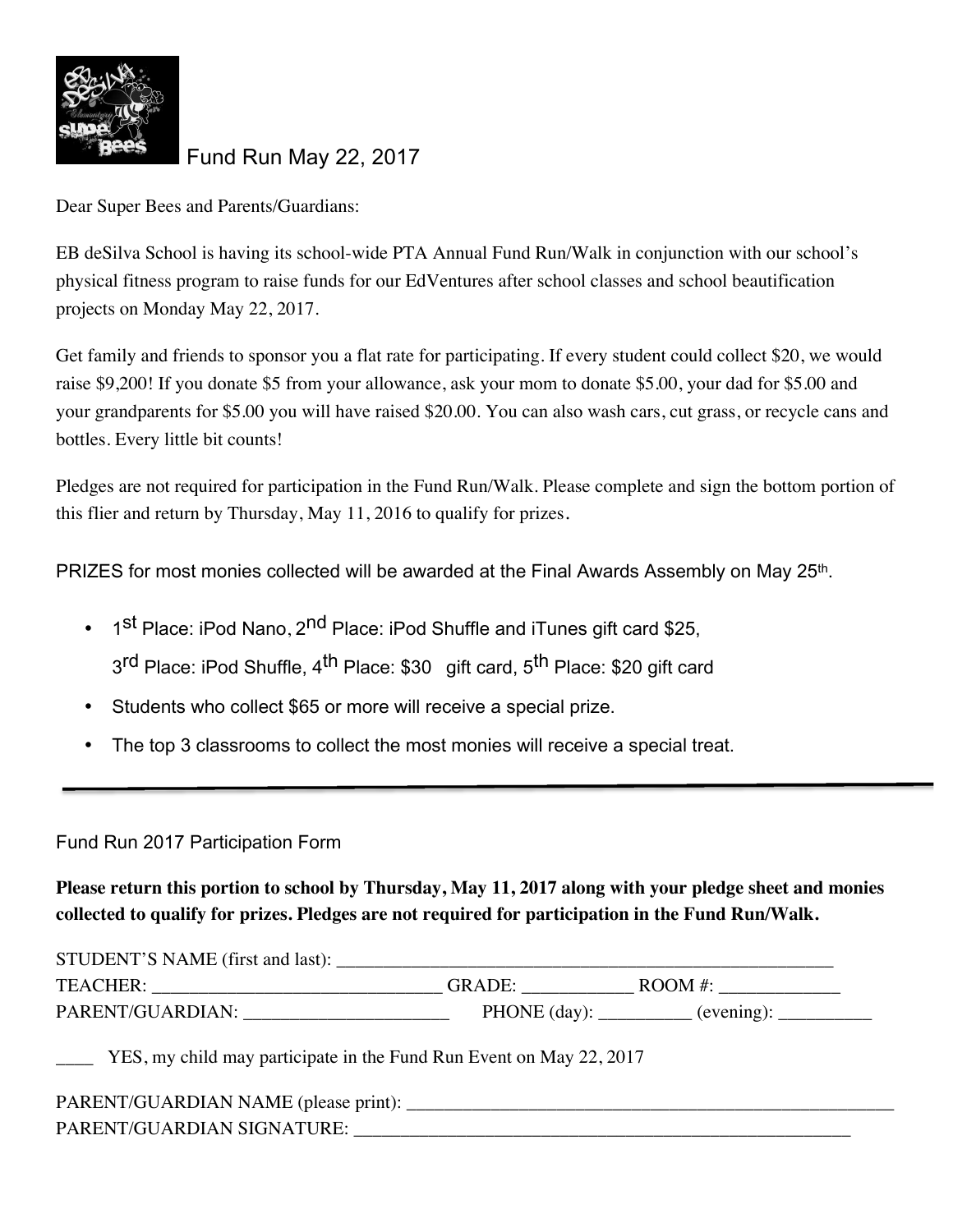# Fund Run May 22, 2017

Dear Super Bees and Parents/Guardians:

EB deSilva School is having its school-wide PTA Annual Fund Run/Walk in conjunction with our school's physical fitness program to raise funds for our EdVentures after school classes and school beautification projects on Monday May 22, 2017.

Get family and friends to sponsor you a flat rate for participating. If every student could collect $20, we would raise $9,200! If you donate $5 from your allowance, ask your mom to donate $5.00, your dad for $5.00 and your grandparents for $5.00 you will have raised $20.00. You can also wash cars, cut grass, or recycle cans and bottles. Every little bit counts!

Pledges are not required for participation in the Fund Run/Walk. Please complete and sign the bottom portion of this flier and return by Thursday, May 11, 2016 to qualify for prizes.

PRIZES for most monies collected will be awarded at the Final Awards Assembly on May 25th.

- 1st Place: iPod Nano, 2nd Place: iPod Shuffle and iTunes gift card $25, 3rd Place: iPod Shuffle, 4th Place: $30 gift card, 5th Place: $20 gift card
- Students who collect $65 or more will receive a special prize.
- The top 3 classrooms to collect the most monies will receive a special treat.

---

## Fund Run 2017 Participation Form

**Please return this portion to school by Thursday, May 11, 2017 along with your pledge sheet and monies collected to qualify for prizes. Pledges are not required for participation in the Fund Run/Walk.**

STUDENT'S NAME (first and last): ______________________________________________________

TEACHER: ________________________________ GRADE: ____________ ROOM #: _____________

PARENT/GUARDIAN: ______________________ PHONE (day): __________ (evening): __________

____ YES, my child may participate in the Fund Run Event on May 22, 2017

PARENT/GUARDIAN NAME (please print): ______________________________________________________

PARENT/GUARDIAN SIGNATURE: ______________________________________________________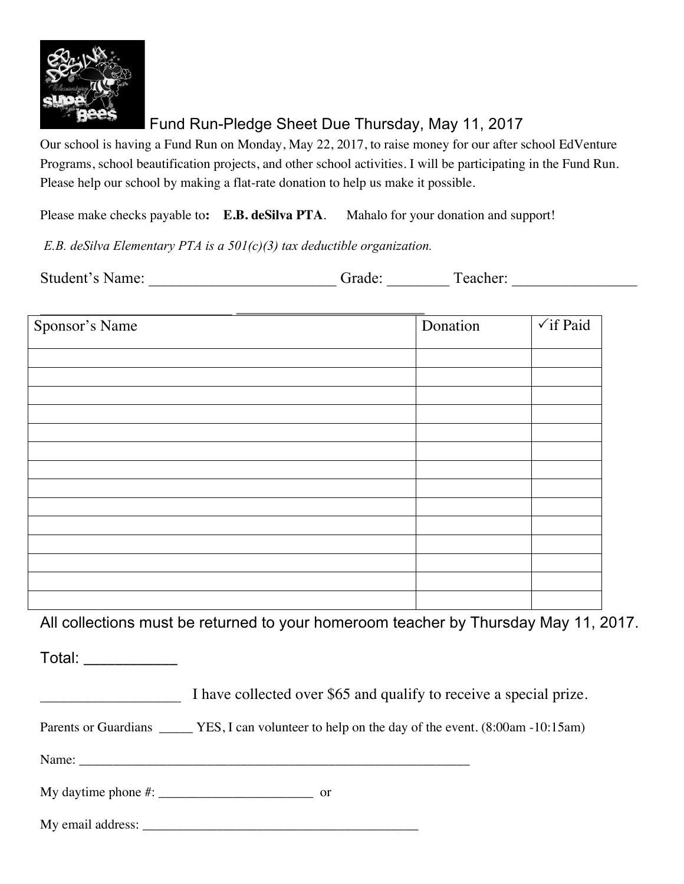Fund Run-Pledge Sheet Due Thursday, May 11, 2017

Our school is having a Fund Run on Monday, May 22, 2017, to raise money for our after school EdVenture Programs, school beautification projects, and other school activities. I will be participating in the Fund Run. Please help our school by making a flat-rate donation to help us make it possible.

Please make checks payable to**: E.B. deSilva PTA**. Mahalo for your donation and support!

*E.B. deSilva Elementary PTA is a 501(c)(3) tax deductible organization.*

Student's Name: ________________________ Grade: ________ Teacher: ________________

_________________________ _________________________

| Sponsor's Name | Donation | ✓if Paid |
|---|---|---|
| | | |
| | | |
| | | |
| | | |
| | | |
| | | |
| | | |
| | | |
| | | |
| | | |
| | | |
| | | |
| | | |
| | | |

All collections must be returned to your homeroom teacher by Thursday May 11, 2017.

Total: ___________

__________________ I have collected over $65 and qualify to receive a special prize.

Parents or Guardians _____ YES, I can volunteer to help on the day of the event. (8:00am -10:15am)

Name: ____________________________________________________________

My daytime phone #: _______________________ or

My email address: __________________________________________